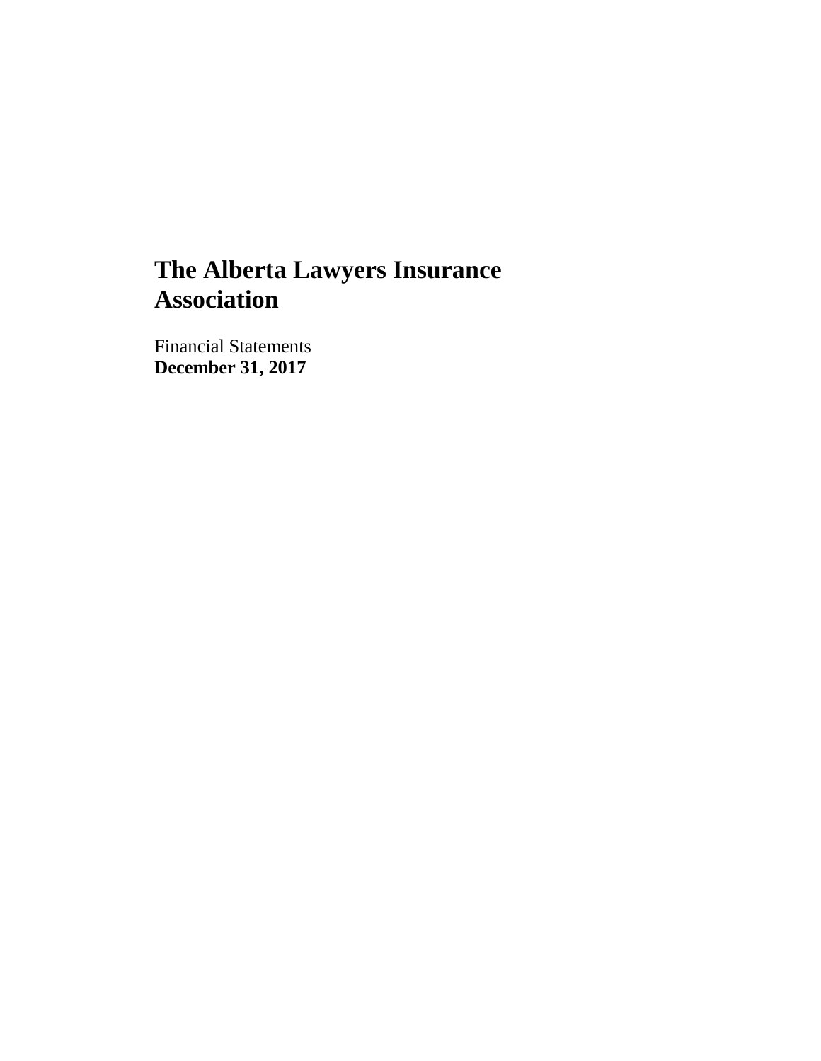# The Alberta Lawyers Insurance Association

Financial Statements
**December 31, 2017**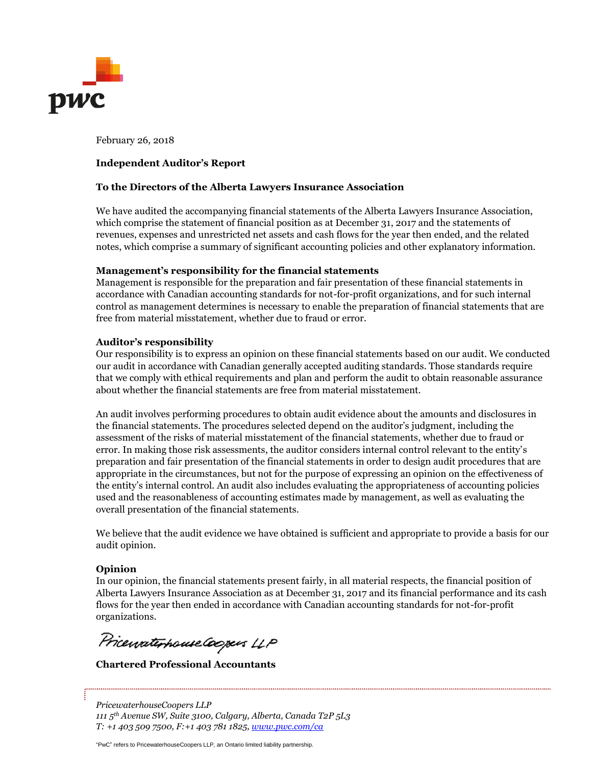February 26, 2018

**Independent Auditor's Report**

**To the Directors of the Alberta Lawyers Insurance Association**

We have audited the accompanying financial statements of the Alberta Lawyers Insurance Association, which comprise the statement of financial position as at December 31, 2017 and the statements of revenues, expenses and unrestricted net assets and cash flows for the year then ended, and the related notes, which comprise a summary of significant accounting policies and other explanatory information.

**Management's responsibility for the financial statements**
Management is responsible for the preparation and fair presentation of these financial statements in accordance with Canadian accounting standards for not-for-profit organizations, and for such internal control as management determines is necessary to enable the preparation of financial statements that are free from material misstatement, whether due to fraud or error.

**Auditor's responsibility**
Our responsibility is to express an opinion on these financial statements based on our audit. We conducted our audit in accordance with Canadian generally accepted auditing standards. Those standards require that we comply with ethical requirements and plan and perform the audit to obtain reasonable assurance about whether the financial statements are free from material misstatement.

An audit involves performing procedures to obtain audit evidence about the amounts and disclosures in the financial statements. The procedures selected depend on the auditor's judgment, including the assessment of the risks of material misstatement of the financial statements, whether due to fraud or error. In making those risk assessments, the auditor considers internal control relevant to the entity's preparation and fair presentation of the financial statements in order to design audit procedures that are appropriate in the circumstances, but not for the purpose of expressing an opinion on the effectiveness of the entity's internal control. An audit also includes evaluating the appropriateness of accounting policies used and the reasonableness of accounting estimates made by management, as well as evaluating the overall presentation of the financial statements.

We believe that the audit evidence we have obtained is sufficient and appropriate to provide a basis for our audit opinion.

**Opinion**
In our opinion, the financial statements present fairly, in all material respects, the financial position of Alberta Lawyers Insurance Association as at December 31, 2017 and its financial performance and its cash flows for the year then ended in accordance with Canadian accounting standards for not-for-profit organizations.

PricewaterhouseCoopers LLP

**Chartered Professional Accountants**

*PricewaterhouseCoopers LLP*
*111 5th Avenue SW, Suite 3100, Calgary, Alberta, Canada T2P 5L3*
*T: +1 403 509 7500, F:+1 403 781 1825, www.pwc.com/ca*

"PwC" refers to PricewaterhouseCoopers LLP, an Ontario limited liability partnership.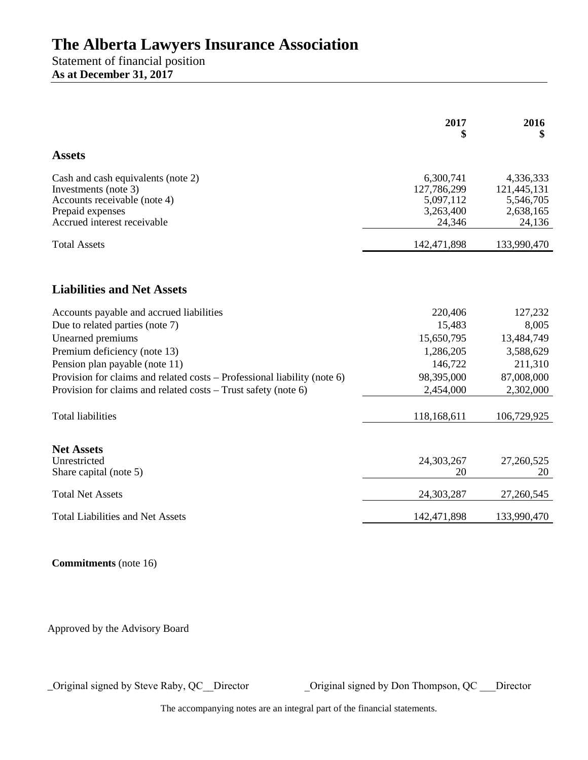# The Alberta Lawyers Insurance Association

Statement of financial position

**As at December 31, 2017**

| | 2017<br>$ | 2016<br>$ |
|---|---|---|
| **Assets** | | |
| Cash and cash equivalents (note 2) | 6,300,741 | 4,336,333 |
| Investments (note 3) | 127,786,299 | 121,445,131 |
| Accounts receivable (note 4) | 5,097,112 | 5,546,705 |
| Prepaid expenses | 3,263,400 | 2,638,165 |
| Accrued interest receivable | 24,346 | 24,136 |
| Total Assets | 142,471,898 | 133,990,470 |
| **Liabilities and Net Assets** | | |
| Accounts payable and accrued liabilities | 220,406 | 127,232 |
| Due to related parties (note 7) | 15,483 | 8,005 |
| Unearned premiums | 15,650,795 | 13,484,749 |
| Premium deficiency (note 13) | 1,286,205 | 3,588,629 |
| Pension plan payable (note 11) | 146,722 | 211,310 |
| Provision for claims and related costs – Professional liability (note 6) | 98,395,000 | 87,008,000 |
| Provision for claims and related costs – Trust safety (note 6) | 2,454,000 | 2,302,000 |
| Total liabilities | 118,168,611 | 106,729,925 |
| **Net Assets** | | |
| Unrestricted | 24,303,267 | 27,260,525 |
| Share capital (note 5) | 20 | 20 |
| Total Net Assets | 24,303,287 | 27,260,545 |
| Total Liabilities and Net Assets | 142,471,898 | 133,990,470 |

**Commitments** (note 16)

Approved by the Advisory Board

_Original signed by Steve Raby, QC__Director

_Original signed by Don Thompson, QC ___Director

The accompanying notes are an integral part of the financial statements.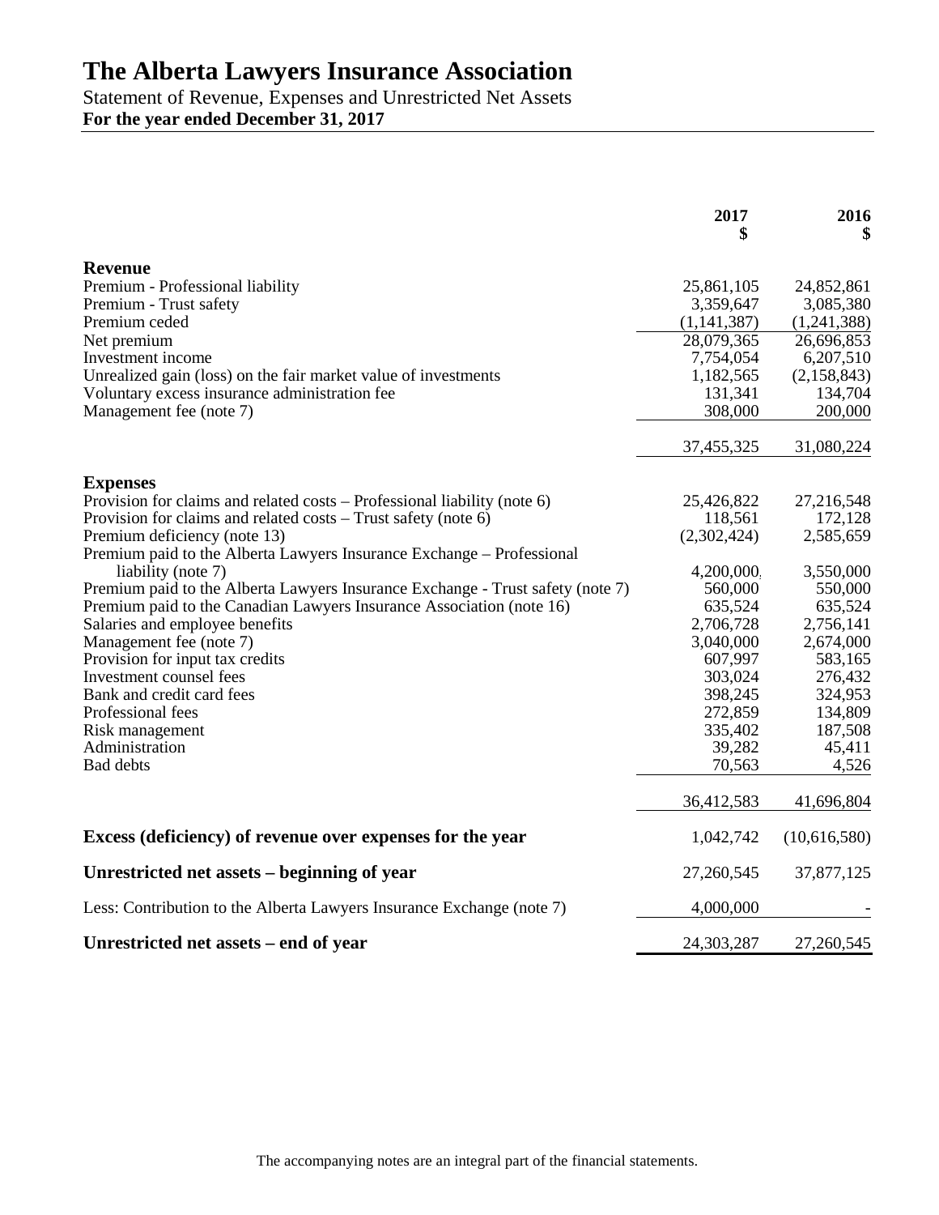# The Alberta Lawyers Insurance Association

Statement of Revenue, Expenses and Unrestricted Net Assets

**For the year ended December 31, 2017**

| | 2017 $ | 2016 $ |
|---|---|---|
| **Revenue** | | |
| Premium - Professional liability | 25,861,105 | 24,852,861 |
| Premium - Trust safety | 3,359,647 | 3,085,380 |
| Premium ceded | (1,141,387) | (1,241,388) |
| Net premium | 28,079,365 | 26,696,853 |
| Investment income | 7,754,054 | 6,207,510 |
| Unrealized gain (loss) on the fair market value of investments | 1,182,565 | (2,158,843) |
| Voluntary excess insurance administration fee | 131,341 | 134,704 |
| Management fee (note 7) | 308,000 | 200,000 |
| | 37,455,325 | 31,080,224 |
| **Expenses** | | |
| Provision for claims and related costs – Professional liability (note 6) | 25,426,822 | 27,216,548 |
| Provision for claims and related costs – Trust safety (note 6) | 118,561 | 172,128 |
| Premium deficiency (note 13) | (2,302,424) | 2,585,659 |
| Premium paid to the Alberta Lawyers Insurance Exchange – Professional liability (note 7) | 4,200,000 | 3,550,000 |
| Premium paid to the Alberta Lawyers Insurance Exchange - Trust safety (note 7) | 560,000 | 550,000 |
| Premium paid to the Canadian Lawyers Insurance Association (note 16) | 635,524 | 635,524 |
| Salaries and employee benefits | 2,706,728 | 2,756,141 |
| Management fee (note 7) | 3,040,000 | 2,674,000 |
| Provision for input tax credits | 607,997 | 583,165 |
| Investment counsel fees | 303,024 | 276,432 |
| Bank and credit card fees | 398,245 | 324,953 |
| Professional fees | 272,859 | 134,809 |
| Risk management | 335,402 | 187,508 |
| Administration | 39,282 | 45,411 |
| Bad debts | 70,563 | 4,526 |
| | 36,412,583 | 41,696,804 |
| **Excess (deficiency) of revenue over expenses for the year** | 1,042,742 | (10,616,580) |
| **Unrestricted net assets – beginning of year** | 27,260,545 | 37,877,125 |
| Less: Contribution to the Alberta Lawyers Insurance Exchange (note 7) | 4,000,000 | - |
| **Unrestricted net assets – end of year** | 24,303,287 | 27,260,545 |

The accompanying notes are an integral part of the financial statements.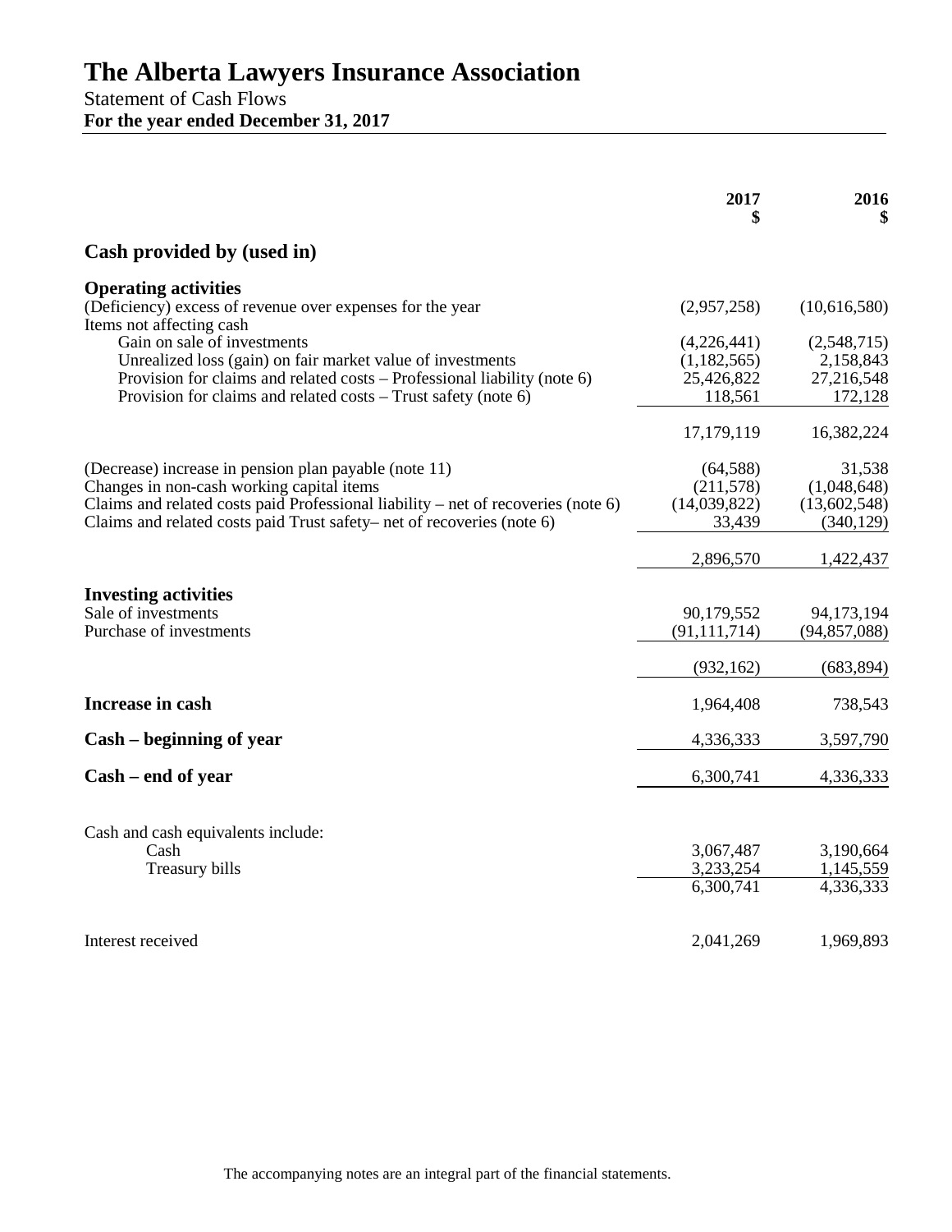# The Alberta Lawyers Insurance Association

Statement of Cash Flows

**For the year ended December 31, 2017**

| | 2017<br>$ | 2016<br>$ |
|---|---|---|
| **Cash provided by (used in)** | | |
| **Operating activities** | | |
| (Deficiency) excess of revenue over expenses for the year | (2,957,258) | (10,616,580) |
| Items not affecting cash | | |
| Gain on sale of investments | (4,226,441) | (2,548,715) |
| Unrealized loss (gain) on fair market value of investments | (1,182,565) | 2,158,843 |
| Provision for claims and related costs – Professional liability (note 6) | 25,426,822 | 27,216,548 |
| Provision for claims and related costs – Trust safety (note 6) | 118,561 | 172,128 |
| | 17,179,119 | 16,382,224 |
| (Decrease) increase in pension plan payable (note 11) | (64,588) | 31,538 |
| Changes in non-cash working capital items | (211,578) | (1,048,648) |
| Claims and related costs paid Professional liability – net of recoveries (note 6) | (14,039,822) | (13,602,548) |
| Claims and related costs paid Trust safety– net of recoveries (note 6) | 33,439 | (340,129) |
| | 2,896,570 | 1,422,437 |
| **Investing activities** | | |
| Sale of investments | 90,179,552 | 94,173,194 |
| Purchase of investments | (91,111,714) | (94,857,088) |
| | (932,162) | (683,894) |
| **Increase in cash** | 1,964,408 | 738,543 |
| **Cash – beginning of year** | 4,336,333 | 3,597,790 |
| **Cash – end of year** | 6,300,741 | 4,336,333 |
| Cash and cash equivalents include: | | |
| Cash | 3,067,487 | 3,190,664 |
| Treasury bills | 3,233,254 | 1,145,559 |
| | 6,300,741 | 4,336,333 |
| Interest received | 2,041,269 | 1,969,893 |

The accompanying notes are an integral part of the financial statements.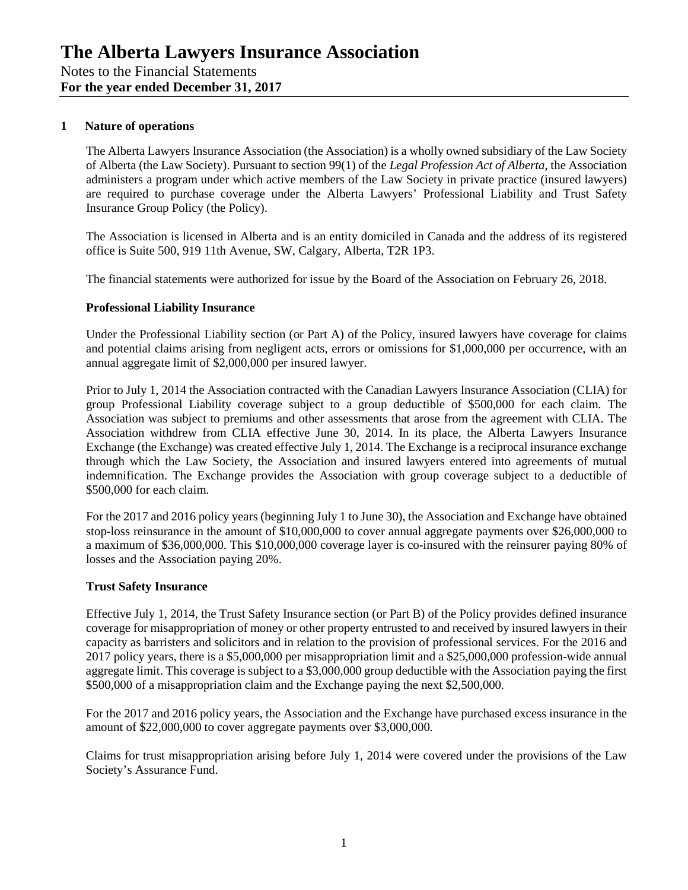# The Alberta Lawyers Insurance Association

Notes to the Financial Statements
**For the year ended December 31, 2017**

## 1 Nature of operations

The Alberta Lawyers Insurance Association (the Association) is a wholly owned subsidiary of the Law Society of Alberta (the Law Society). Pursuant to section 99(1) of the *Legal Profession Act of Alberta*, the Association administers a program under which active members of the Law Society in private practice (insured lawyers) are required to purchase coverage under the Alberta Lawyers' Professional Liability and Trust Safety Insurance Group Policy (the Policy).

The Association is licensed in Alberta and is an entity domiciled in Canada and the address of its registered office is Suite 500, 919 11th Avenue, SW, Calgary, Alberta, T2R 1P3.

The financial statements were authorized for issue by the Board of the Association on February 26, 2018.

### Professional Liability Insurance

Under the Professional Liability section (or Part A) of the Policy, insured lawyers have coverage for claims and potential claims arising from negligent acts, errors or omissions for $1,000,000 per occurrence, with an annual aggregate limit of $2,000,000 per insured lawyer.

Prior to July 1, 2014 the Association contracted with the Canadian Lawyers Insurance Association (CLIA) for group Professional Liability coverage subject to a group deductible of $500,000 for each claim. The Association was subject to premiums and other assessments that arose from the agreement with CLIA. The Association withdrew from CLIA effective June 30, 2014. In its place, the Alberta Lawyers Insurance Exchange (the Exchange) was created effective July 1, 2014. The Exchange is a reciprocal insurance exchange through which the Law Society, the Association and insured lawyers entered into agreements of mutual indemnification. The Exchange provides the Association with group coverage subject to a deductible of $500,000 for each claim.

For the 2017 and 2016 policy years (beginning July 1 to June 30), the Association and Exchange have obtained stop-loss reinsurance in the amount of $10,000,000 to cover annual aggregate payments over $26,000,000 to a maximum of $36,000,000. This $10,000,000 coverage layer is co-insured with the reinsurer paying 80% of losses and the Association paying 20%.

### Trust Safety Insurance

Effective July 1, 2014, the Trust Safety Insurance section (or Part B) of the Policy provides defined insurance coverage for misappropriation of money or other property entrusted to and received by insured lawyers in their capacity as barristers and solicitors and in relation to the provision of professional services. For the 2016 and 2017 policy years, there is a $5,000,000 per misappropriation limit and a $25,000,000 profession-wide annual aggregate limit. This coverage is subject to a $3,000,000 group deductible with the Association paying the first $500,000 of a misappropriation claim and the Exchange paying the next $2,500,000.

For the 2017 and 2016 policy years, the Association and the Exchange have purchased excess insurance in the amount of $22,000,000 to cover aggregate payments over $3,000,000.

Claims for trust misappropriation arising before July 1, 2014 were covered under the provisions of the Law Society's Assurance Fund.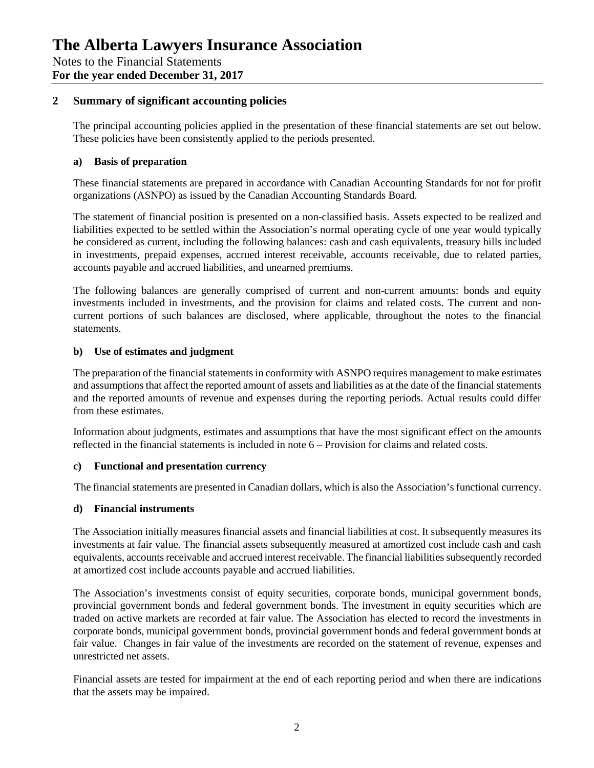# The Alberta Lawyers Insurance Association

Notes to the Financial Statements
**For the year ended December 31, 2017**

## 2 Summary of significant accounting policies

The principal accounting policies applied in the presentation of these financial statements are set out below. These policies have been consistently applied to the periods presented.

### a) Basis of preparation

These financial statements are prepared in accordance with Canadian Accounting Standards for not for profit organizations (ASNPO) as issued by the Canadian Accounting Standards Board.

The statement of financial position is presented on a non-classified basis. Assets expected to be realized and liabilities expected to be settled within the Association's normal operating cycle of one year would typically be considered as current, including the following balances: cash and cash equivalents, treasury bills included in investments, prepaid expenses, accrued interest receivable, accounts receivable, due to related parties, accounts payable and accrued liabilities, and unearned premiums.

The following balances are generally comprised of current and non-current amounts: bonds and equity investments included in investments, and the provision for claims and related costs. The current and non-current portions of such balances are disclosed, where applicable, throughout the notes to the financial statements.

### b) Use of estimates and judgment

The preparation of the financial statements in conformity with ASNPO requires management to make estimates and assumptions that affect the reported amount of assets and liabilities as at the date of the financial statements and the reported amounts of revenue and expenses during the reporting periods. Actual results could differ from these estimates.

Information about judgments, estimates and assumptions that have the most significant effect on the amounts reflected in the financial statements is included in note 6 – Provision for claims and related costs.

### c) Functional and presentation currency

The financial statements are presented in Canadian dollars, which is also the Association's functional currency.

### d) Financial instruments

The Association initially measures financial assets and financial liabilities at cost. It subsequently measures its investments at fair value. The financial assets subsequently measured at amortized cost include cash and cash equivalents, accounts receivable and accrued interest receivable. The financial liabilities subsequently recorded at amortized cost include accounts payable and accrued liabilities.

The Association's investments consist of equity securities, corporate bonds, municipal government bonds, provincial government bonds and federal government bonds. The investment in equity securities which are traded on active markets are recorded at fair value. The Association has elected to record the investments in corporate bonds, municipal government bonds, provincial government bonds and federal government bonds at fair value. Changes in fair value of the investments are recorded on the statement of revenue, expenses and unrestricted net assets.

Financial assets are tested for impairment at the end of each reporting period and when there are indications that the assets may be impaired.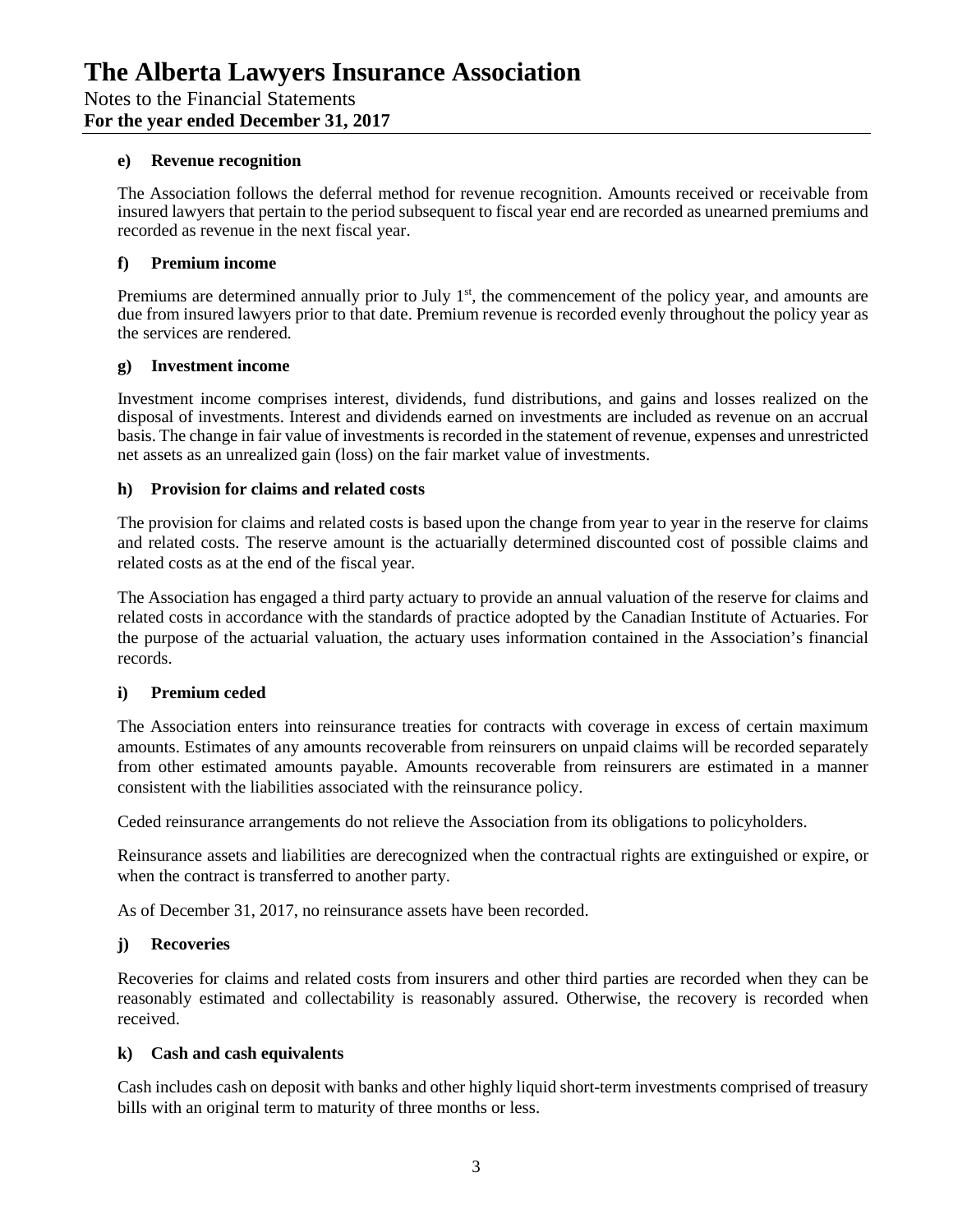# The Alberta Lawyers Insurance Association

Notes to the Financial Statements

**For the year ended December 31, 2017**

#### e) Revenue recognition

The Association follows the deferral method for revenue recognition. Amounts received or receivable from insured lawyers that pertain to the period subsequent to fiscal year end are recorded as unearned premiums and recorded as revenue in the next fiscal year.

#### f) Premium income

Premiums are determined annually prior to July 1st, the commencement of the policy year, and amounts are due from insured lawyers prior to that date. Premium revenue is recorded evenly throughout the policy year as the services are rendered.

#### g) Investment income

Investment income comprises interest, dividends, fund distributions, and gains and losses realized on the disposal of investments. Interest and dividends earned on investments are included as revenue on an accrual basis. The change in fair value of investments is recorded in the statement of revenue, expenses and unrestricted net assets as an unrealized gain (loss) on the fair market value of investments.

#### h) Provision for claims and related costs

The provision for claims and related costs is based upon the change from year to year in the reserve for claims and related costs. The reserve amount is the actuarially determined discounted cost of possible claims and related costs as at the end of the fiscal year.

The Association has engaged a third party actuary to provide an annual valuation of the reserve for claims and related costs in accordance with the standards of practice adopted by the Canadian Institute of Actuaries. For the purpose of the actuarial valuation, the actuary uses information contained in the Association's financial records.

#### i) Premium ceded

The Association enters into reinsurance treaties for contracts with coverage in excess of certain maximum amounts. Estimates of any amounts recoverable from reinsurers on unpaid claims will be recorded separately from other estimated amounts payable. Amounts recoverable from reinsurers are estimated in a manner consistent with the liabilities associated with the reinsurance policy.

Ceded reinsurance arrangements do not relieve the Association from its obligations to policyholders.

Reinsurance assets and liabilities are derecognized when the contractual rights are extinguished or expire, or when the contract is transferred to another party.

As of December 31, 2017, no reinsurance assets have been recorded.

#### j) Recoveries

Recoveries for claims and related costs from insurers and other third parties are recorded when they can be reasonably estimated and collectability is reasonably assured. Otherwise, the recovery is recorded when received.

#### k) Cash and cash equivalents

Cash includes cash on deposit with banks and other highly liquid short-term investments comprised of treasury bills with an original term to maturity of three months or less.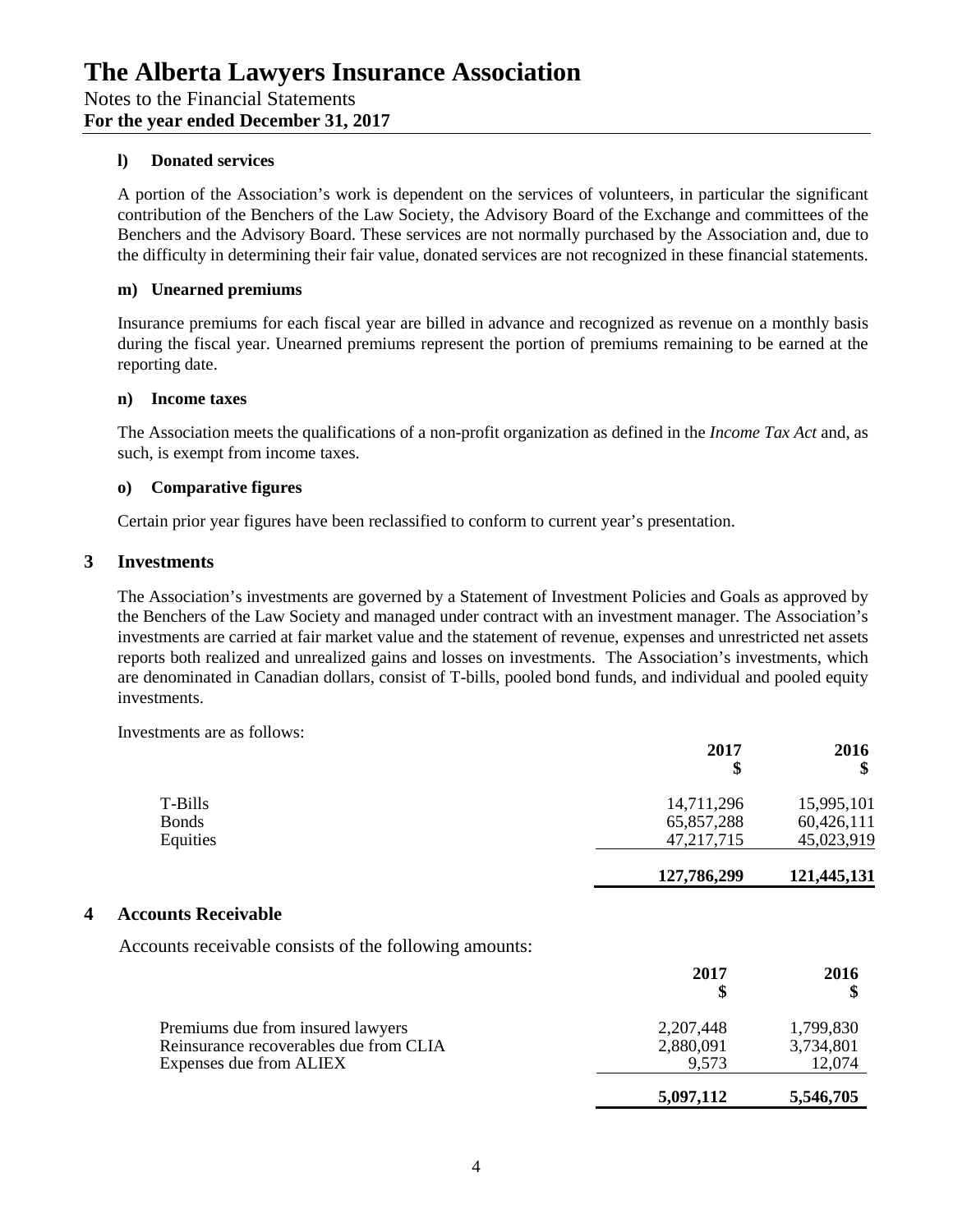# The Alberta Lawyers Insurance Association

Notes to the Financial Statements
**For the year ended December 31, 2017**

**l) Donated services**

A portion of the Association's work is dependent on the services of volunteers, in particular the significant contribution of the Benchers of the Law Society, the Advisory Board of the Exchange and committees of the Benchers and the Advisory Board. These services are not normally purchased by the Association and, due to the difficulty in determining their fair value, donated services are not recognized in these financial statements.

**m) Unearned premiums**

Insurance premiums for each fiscal year are billed in advance and recognized as revenue on a monthly basis during the fiscal year. Unearned premiums represent the portion of premiums remaining to be earned at the reporting date.

**n) Income taxes**

The Association meets the qualifications of a non-profit organization as defined in the *Income Tax Act* and, as such, is exempt from income taxes.

**o) Comparative figures**

Certain prior year figures have been reclassified to conform to current year's presentation.

## 3 Investments

The Association's investments are governed by a Statement of Investment Policies and Goals as approved by the Benchers of the Law Society and managed under contract with an investment manager. The Association's investments are carried at fair market value and the statement of revenue, expenses and unrestricted net assets reports both realized and unrealized gains and losses on investments. The Association's investments, which are denominated in Canadian dollars, consist of T-bills, pooled bond funds, and individual and pooled equity investments.

Investments are as follows:

| | 2017 $ | 2016 $ |
|---|---|---|
| T-Bills | 14,711,296 | 15,995,101 |
| Bonds | 65,857,288 | 60,426,111 |
| Equities | 47,217,715 | 45,023,919 |
| | **127,786,299** | **121,445,131** |

## 4 Accounts Receivable

Accounts receivable consists of the following amounts:

| | 2017 $ | 2016 $ |
|---|---|---|
| Premiums due from insured lawyers | 2,207,448 | 1,799,830 |
| Reinsurance recoverables due from CLIA | 2,880,091 | 3,734,801 |
| Expenses due from ALIEX | 9,573 | 12,074 |
| | **5,097,112** | **5,546,705** |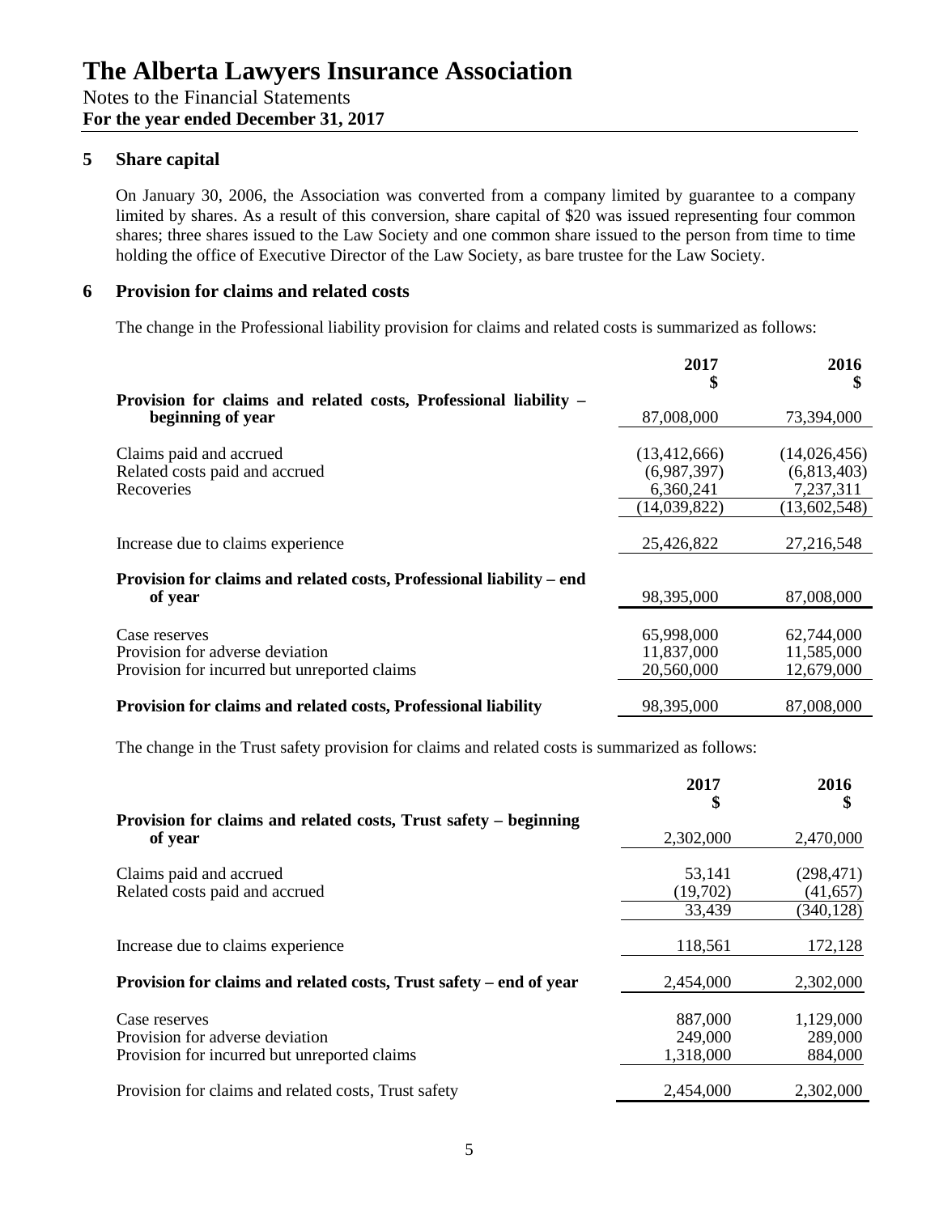# The Alberta Lawyers Insurance Association

Notes to the Financial Statements
**For the year ended December 31, 2017**

## 5 Share capital

On January 30, 2006, the Association was converted from a company limited by guarantee to a company limited by shares. As a result of this conversion, share capital of $20 was issued representing four common shares; three shares issued to the Law Society and one common share issued to the person from time to time holding the office of Executive Director of the Law Society, as bare trustee for the Law Society.

## 6 Provision for claims and related costs

The change in the Professional liability provision for claims and related costs is summarized as follows:

| | 2017<br>$ | 2016<br>$ |
|---|---|---|
| **Provision for claims and related costs, Professional liability – beginning of year** | 87,008,000 | 73,394,000 |
| Claims paid and accrued | (13,412,666) | (14,026,456) |
| Related costs paid and accrued | (6,987,397) | (6,813,403) |
| Recoveries | 6,360,241 | 7,237,311 |
| | (14,039,822) | (13,602,548) |
| Increase due to claims experience | 25,426,822 | 27,216,548 |
| **Provision for claims and related costs, Professional liability – end of year** | 98,395,000 | 87,008,000 |
| Case reserves | 65,998,000 | 62,744,000 |
| Provision for adverse deviation | 11,837,000 | 11,585,000 |
| Provision for incurred but unreported claims | 20,560,000 | 12,679,000 |
| **Provision for claims and related costs, Professional liability** | 98,395,000 | 87,008,000 |

The change in the Trust safety provision for claims and related costs is summarized as follows:

| | 2017<br>$ | 2016<br>$ |
|---|---|---|
| **Provision for claims and related costs, Trust safety – beginning of year** | 2,302,000 | 2,470,000 |
| Claims paid and accrued | 53,141 | (298,471) |
| Related costs paid and accrued | (19,702) | (41,657) |
| | 33,439 | (340,128) |
| Increase due to claims experience | 118,561 | 172,128 |
| **Provision for claims and related costs, Trust safety – end of year** | 2,454,000 | 2,302,000 |
| Case reserves | 887,000 | 1,129,000 |
| Provision for adverse deviation | 249,000 | 289,000 |
| Provision for incurred but unreported claims | 1,318,000 | 884,000 |
| Provision for claims and related costs, Trust safety | 2,454,000 | 2,302,000 |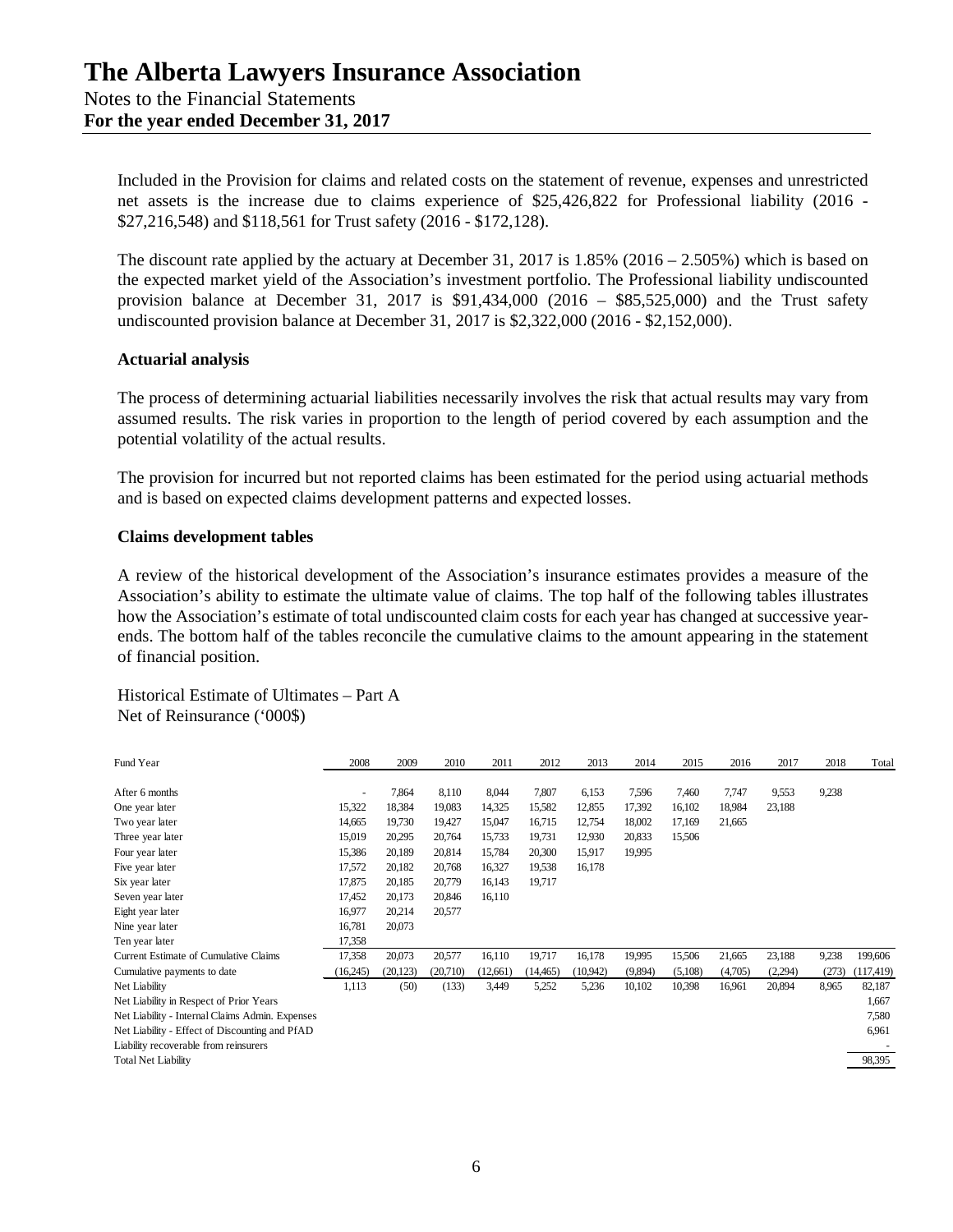# The Alberta Lawyers Insurance Association

Notes to the Financial Statements
**For the year ended December 31, 2017**

Included in the Provision for claims and related costs on the statement of revenue, expenses and unrestricted net assets is the increase due to claims experience of $25,426,822 for Professional liability (2016 - $27,216,548) and $118,561 for Trust safety (2016 - $172,128).

The discount rate applied by the actuary at December 31, 2017 is 1.85% (2016 – 2.505%) which is based on the expected market yield of the Association's investment portfolio. The Professional liability undiscounted provision balance at December 31, 2017 is $91,434,000 (2016 – $85,525,000) and the Trust safety undiscounted provision balance at December 31, 2017 is $2,322,000 (2016 - $2,152,000).

### Actuarial analysis

The process of determining actuarial liabilities necessarily involves the risk that actual results may vary from assumed results. The risk varies in proportion to the length of period covered by each assumption and the potential volatility of the actual results.

The provision for incurred but not reported claims has been estimated for the period using actuarial methods and is based on expected claims development patterns and expected losses.

### Claims development tables

A review of the historical development of the Association's insurance estimates provides a measure of the Association's ability to estimate the ultimate value of claims. The top half of the following tables illustrates how the Association's estimate of total undiscounted claim costs for each year has changed at successive year-ends. The bottom half of the tables reconcile the cumulative claims to the amount appearing in the statement of financial position.

Historical Estimate of Ultimates – Part A
Net of Reinsurance ('000$)

| Fund Year | 2008 | 2009 | 2010 | 2011 | 2012 | 2013 | 2014 | 2015 | 2016 | 2017 | 2018 | Total |
|---|---|---|---|---|---|---|---|---|---|---|---|---|
| After 6 months | - | 7,864 | 8,110 | 8,044 | 7,807 | 6,153 | 7,596 | 7,460 | 7,747 | 9,553 | 9,238 | |
| One year later | 15,322 | 18,384 | 19,083 | 14,325 | 15,582 | 12,855 | 17,392 | 16,102 | 18,984 | 23,188 | | |
| Two year later | 14,665 | 19,730 | 19,427 | 15,047 | 16,715 | 12,754 | 18,002 | 17,169 | 21,665 | | | |
| Three year later | 15,019 | 20,295 | 20,764 | 15,733 | 19,731 | 12,930 | 20,833 | 15,506 | | | | |
| Four year later | 15,386 | 20,189 | 20,814 | 15,784 | 20,300 | 15,917 | 19,995 | | | | | |
| Five year later | 17,572 | 20,182 | 20,768 | 16,327 | 19,538 | 16,178 | | | | | | |
| Six year later | 17,875 | 20,185 | 20,779 | 16,143 | 19,717 | | | | | | | |
| Seven year later | 17,452 | 20,173 | 20,846 | 16,110 | | | | | | | | |
| Eight year later | 16,977 | 20,214 | 20,577 | | | | | | | | | |
| Nine year later | 16,781 | 20,073 | | | | | | | | | | |
| Ten year later | 17,358 | | | | | | | | | | | |
| Current Estimate of Cumulative Claims | 17,358 | 20,073 | 20,577 | 16,110 | 19,717 | 16,178 | 19,995 | 15,506 | 21,665 | 23,188 | 9,238 | 199,606 |
| Cumulative payments to date | (16,245) | (20,123) | (20,710) | (12,661) | (14,465) | (10,942) | (9,894) | (5,108) | (4,705) | (2,294) | (273) | (117,419) |
| Net Liability | 1,113 | (50) | (133) | 3,449 | 5,252 | 5,236 | 10,102 | 10,398 | 16,961 | 20,894 | 8,965 | 82,187 |
| Net Liability in Respect of Prior Years | | | | | | | | | | | | 1,667 |
| Net Liability - Internal Claims Admin. Expenses | | | | | | | | | | | | 7,580 |
| Net Liability - Effect of Discounting and PfAD | | | | | | | | | | | | 6,961 |
| Liability recoverable from reinsurers | | | | | | | | | | | | - |
| Total Net Liability | | | | | | | | | | | | 98,395 |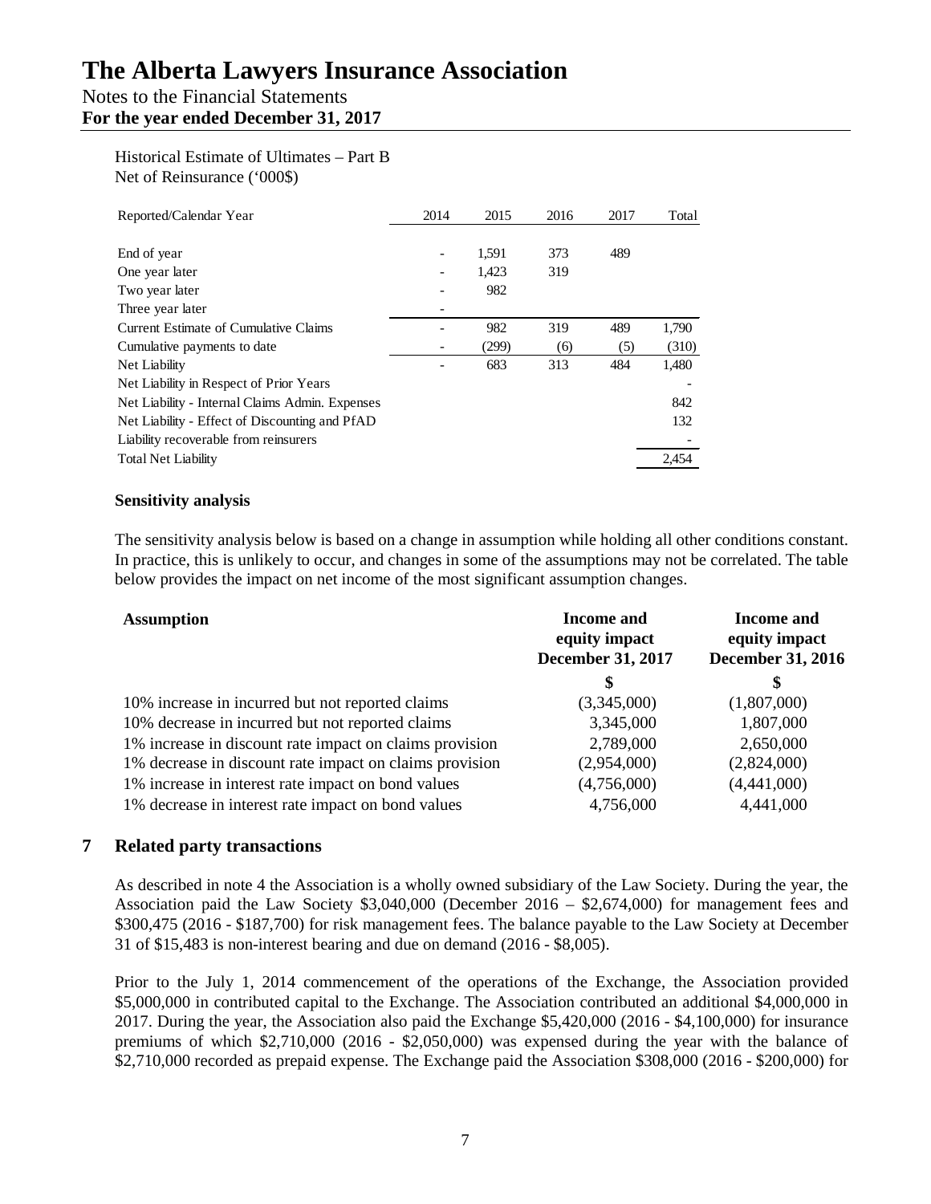Historical Estimate of Ultimates – Part B
Net of Reinsurance ('000$)

| Reported/Calendar Year | 2014 | 2015 | 2016 | 2017 | Total |
|---|---|---|---|---|---|
| End of year | - | 1,591 | 373 | 489 | |
| One year later | - | 1,423 | 319 | | |
| Two year later | - | 982 | | | |
| Three year later | - | | | | |
| Current Estimate of Cumulative Claims | - | 982 | 319 | 489 | 1,790 |
| Cumulative payments to date | - | (299) | (6) | (5) | (310) |
| Net Liability | - | 683 | 313 | 484 | 1,480 |
| Net Liability in Respect of Prior Years | | | | | - |
| Net Liability - Internal Claims Admin. Expenses | | | | | 842 |
| Net Liability - Effect of Discounting and PfAD | | | | | 132 |
| Liability recoverable from reinsurers | | | | | - |
| Total Net Liability | | | | | 2,454 |

**Sensitivity analysis**

The sensitivity analysis below is based on a change in assumption while holding all other conditions constant. In practice, this is unlikely to occur, and changes in some of the assumptions may not be correlated. The table below provides the impact on net income of the most significant assumption changes.

| Assumption | Income and equity impact December 31, 2017 | Income and equity impact December 31, 2016 |
|---|---|---|
| | $ | $ |
| 10% increase in incurred but not reported claims | (3,345,000) | (1,807,000) |
| 10% decrease in incurred but not reported claims | 3,345,000 | 1,807,000 |
| 1% increase in discount rate impact on claims provision | 2,789,000 | 2,650,000 |
| 1% decrease in discount rate impact on claims provision | (2,954,000) | (2,824,000) |
| 1% increase in interest rate impact on bond values | (4,756,000) | (4,441,000) |
| 1% decrease in interest rate impact on bond values | 4,756,000 | 4,441,000 |

## 7 Related party transactions

As described in note 4 the Association is a wholly owned subsidiary of the Law Society. During the year, the Association paid the Law Society $3,040,000 (December 2016 – $2,674,000) for management fees and $300,475 (2016 - $187,700) for risk management fees. The balance payable to the Law Society at December 31 of $15,483 is non-interest bearing and due on demand (2016 - $8,005).

Prior to the July 1, 2014 commencement of the operations of the Exchange, the Association provided $5,000,000 in contributed capital to the Exchange. The Association contributed an additional $4,000,000 in 2017. During the year, the Association also paid the Exchange $5,420,000 (2016 - $4,100,000) for insurance premiums of which $2,710,000 (2016 - $2,050,000) was expensed during the year with the balance of $2,710,000 recorded as prepaid expense. The Exchange paid the Association $308,000 (2016 - $200,000) for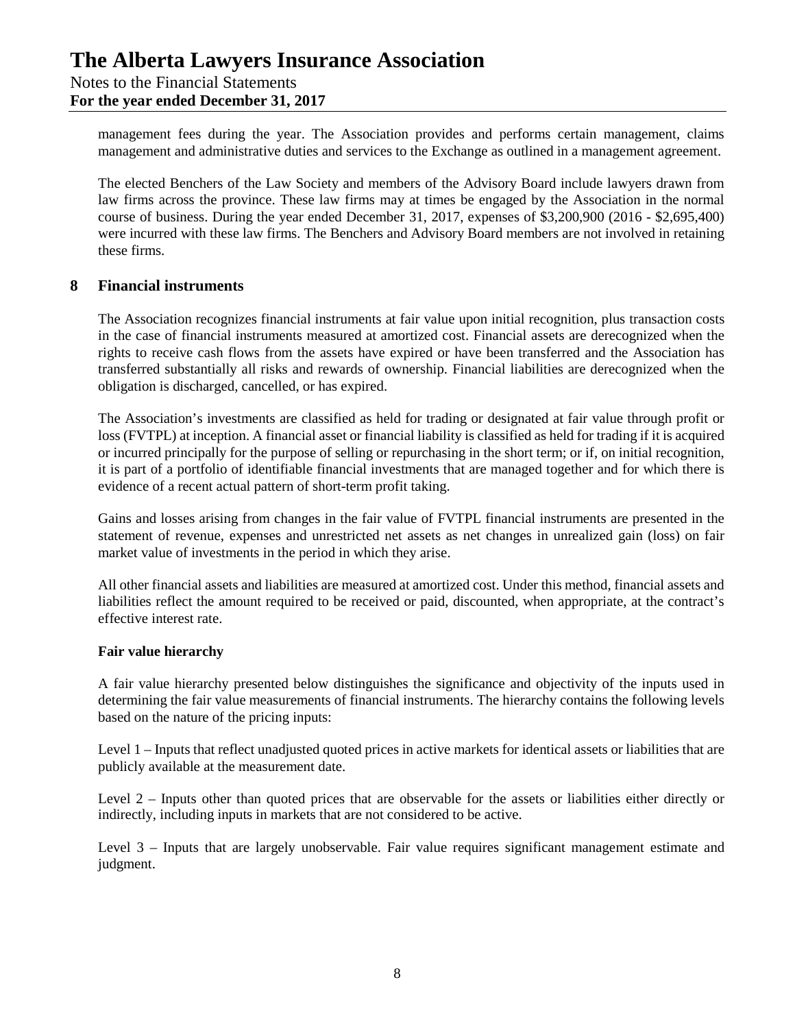management fees during the year. The Association provides and performs certain management, claims management and administrative duties and services to the Exchange as outlined in a management agreement.

The elected Benchers of the Law Society and members of the Advisory Board include lawyers drawn from law firms across the province. These law firms may at times be engaged by the Association in the normal course of business. During the year ended December 31, 2017, expenses of $3,200,900 (2016 - $2,695,400) were incurred with these law firms. The Benchers and Advisory Board members are not involved in retaining these firms.

## 8 Financial instruments

The Association recognizes financial instruments at fair value upon initial recognition, plus transaction costs in the case of financial instruments measured at amortized cost. Financial assets are derecognized when the rights to receive cash flows from the assets have expired or have been transferred and the Association has transferred substantially all risks and rewards of ownership. Financial liabilities are derecognized when the obligation is discharged, cancelled, or has expired.

The Association's investments are classified as held for trading or designated at fair value through profit or loss (FVTPL) at inception. A financial asset or financial liability is classified as held for trading if it is acquired or incurred principally for the purpose of selling or repurchasing in the short term; or if, on initial recognition, it is part of a portfolio of identifiable financial investments that are managed together and for which there is evidence of a recent actual pattern of short-term profit taking.

Gains and losses arising from changes in the fair value of FVTPL financial instruments are presented in the statement of revenue, expenses and unrestricted net assets as net changes in unrealized gain (loss) on fair market value of investments in the period in which they arise.

All other financial assets and liabilities are measured at amortized cost. Under this method, financial assets and liabilities reflect the amount required to be received or paid, discounted, when appropriate, at the contract's effective interest rate.

**Fair value hierarchy**

A fair value hierarchy presented below distinguishes the significance and objectivity of the inputs used in determining the fair value measurements of financial instruments. The hierarchy contains the following levels based on the nature of the pricing inputs:

Level 1 – Inputs that reflect unadjusted quoted prices in active markets for identical assets or liabilities that are publicly available at the measurement date.

Level 2 – Inputs other than quoted prices that are observable for the assets or liabilities either directly or indirectly, including inputs in markets that are not considered to be active.

Level 3 – Inputs that are largely unobservable. Fair value requires significant management estimate and judgment.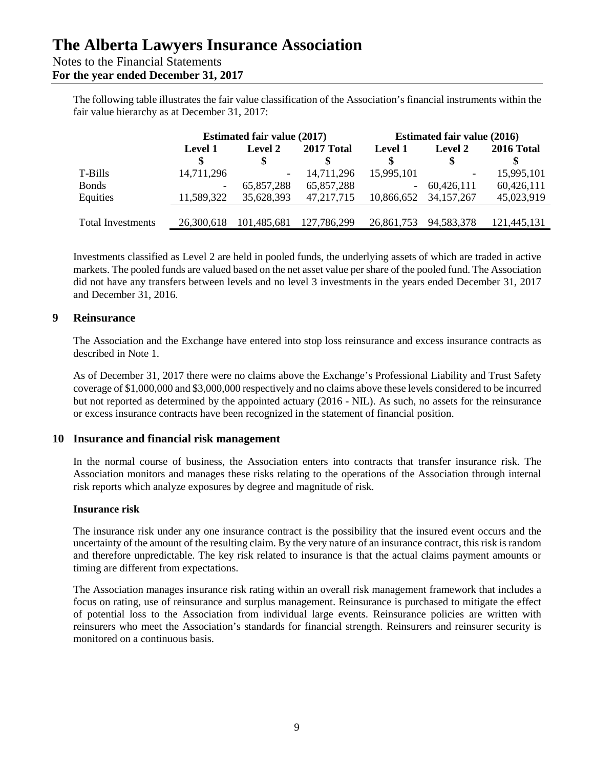The following table illustrates the fair value classification of the Association's financial instruments within the fair value hierarchy as at December 31, 2017:

| | Estimated fair value (2017) | | | Estimated fair value (2016) | | |
|---|---|---|---|---|---|---|
| | Level 1 | Level 2 | 2017 Total | Level 1 | Level 2 | 2016 Total |
| | $ | $ | $ | $ | $ | $ |
| T-Bills | 14,711,296 | - | 14,711,296 | 15,995,101 | - | 15,995,101 |
| Bonds | - | 65,857,288 | 65,857,288 | - | 60,426,111 | 60,426,111 |
| Equities | 11,589,322 | 35,628,393 | 47,217,715 | 10,866,652 | 34,157,267 | 45,023,919 |
| Total Investments | 26,300,618 | 101,485,681 | 127,786,299 | 26,861,753 | 94,583,378 | 121,445,131 |

Investments classified as Level 2 are held in pooled funds, the underlying assets of which are traded in active markets. The pooled funds are valued based on the net asset value per share of the pooled fund. The Association did not have any transfers between levels and no level 3 investments in the years ended December 31, 2017 and December 31, 2016.

## 9 Reinsurance

The Association and the Exchange have entered into stop loss reinsurance and excess insurance contracts as described in Note 1.

As of December 31, 2017 there were no claims above the Exchange's Professional Liability and Trust Safety coverage of $1,000,000 and $3,000,000 respectively and no claims above these levels considered to be incurred but not reported as determined by the appointed actuary (2016 - NIL). As such, no assets for the reinsurance or excess insurance contracts have been recognized in the statement of financial position.

## 10 Insurance and financial risk management

In the normal course of business, the Association enters into contracts that transfer insurance risk. The Association monitors and manages these risks relating to the operations of the Association through internal risk reports which analyze exposures by degree and magnitude of risk.

### Insurance risk

The insurance risk under any one insurance contract is the possibility that the insured event occurs and the uncertainty of the amount of the resulting claim. By the very nature of an insurance contract, this risk is random and therefore unpredictable. The key risk related to insurance is that the actual claims payment amounts or timing are different from expectations.

The Association manages insurance risk rating within an overall risk management framework that includes a focus on rating, use of reinsurance and surplus management. Reinsurance is purchased to mitigate the effect of potential loss to the Association from individual large events. Reinsurance policies are written with reinsurers who meet the Association's standards for financial strength. Reinsurers and reinsurer security is monitored on a continuous basis.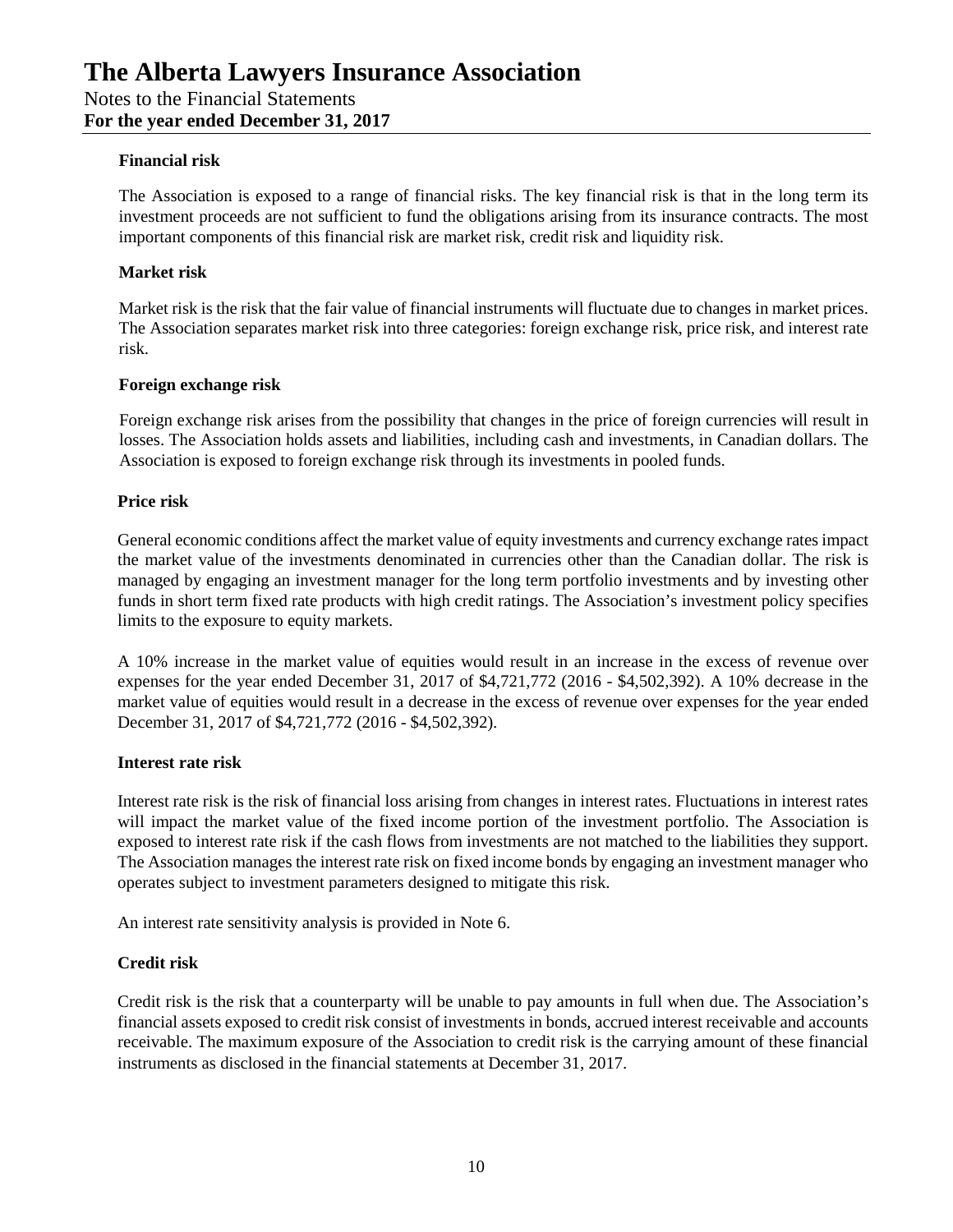#### Financial risk

The Association is exposed to a range of financial risks. The key financial risk is that in the long term its investment proceeds are not sufficient to fund the obligations arising from its insurance contracts. The most important components of this financial risk are market risk, credit risk and liquidity risk.

#### Market risk

Market risk is the risk that the fair value of financial instruments will fluctuate due to changes in market prices. The Association separates market risk into three categories: foreign exchange risk, price risk, and interest rate risk.

#### Foreign exchange risk

Foreign exchange risk arises from the possibility that changes in the price of foreign currencies will result in losses. The Association holds assets and liabilities, including cash and investments, in Canadian dollars. The Association is exposed to foreign exchange risk through its investments in pooled funds.

#### Price risk

General economic conditions affect the market value of equity investments and currency exchange rates impact the market value of the investments denominated in currencies other than the Canadian dollar. The risk is managed by engaging an investment manager for the long term portfolio investments and by investing other funds in short term fixed rate products with high credit ratings. The Association's investment policy specifies limits to the exposure to equity markets.

A 10% increase in the market value of equities would result in an increase in the excess of revenue over expenses for the year ended December 31, 2017 of $4,721,772 (2016 - $4,502,392). A 10% decrease in the market value of equities would result in a decrease in the excess of revenue over expenses for the year ended December 31, 2017 of $4,721,772 (2016 - $4,502,392).

#### Interest rate risk

Interest rate risk is the risk of financial loss arising from changes in interest rates. Fluctuations in interest rates will impact the market value of the fixed income portion of the investment portfolio. The Association is exposed to interest rate risk if the cash flows from investments are not matched to the liabilities they support. The Association manages the interest rate risk on fixed income bonds by engaging an investment manager who operates subject to investment parameters designed to mitigate this risk.

An interest rate sensitivity analysis is provided in Note 6.

#### Credit risk

Credit risk is the risk that a counterparty will be unable to pay amounts in full when due. The Association's financial assets exposed to credit risk consist of investments in bonds, accrued interest receivable and accounts receivable. The maximum exposure of the Association to credit risk is the carrying amount of these financial instruments as disclosed in the financial statements at December 31, 2017.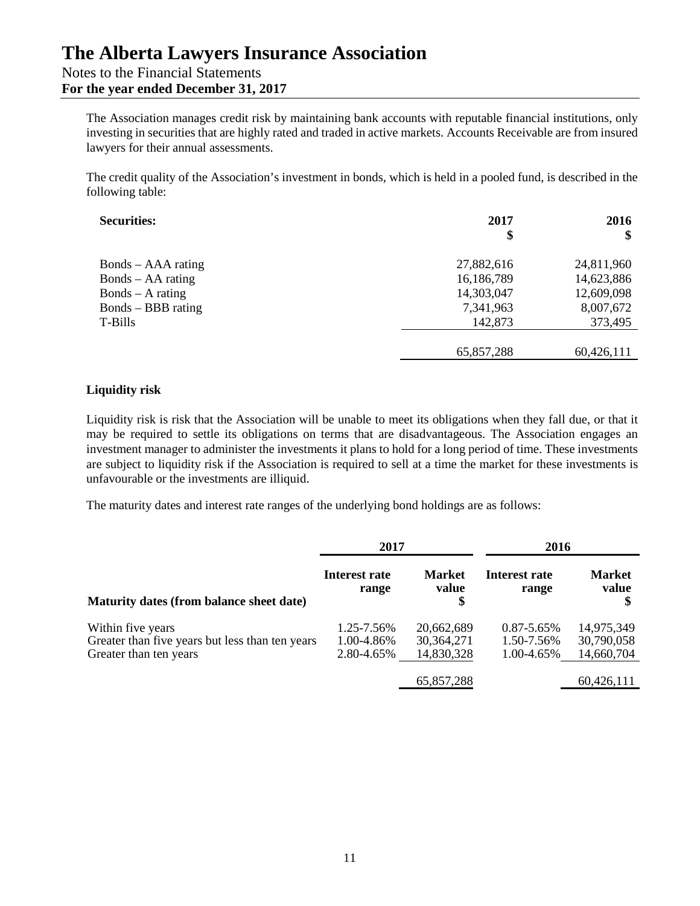# The Alberta Lawyers Insurance Association

Notes to the Financial Statements
**For the year ended December 31, 2017**

The Association manages credit risk by maintaining bank accounts with reputable financial institutions, only investing in securities that are highly rated and traded in active markets. Accounts Receivable are from insured lawyers for their annual assessments.

The credit quality of the Association's investment in bonds, which is held in a pooled fund, is described in the following table:

| **Securities:** | **2017** **$** | **2016** **$** |
|---|---|---|
| Bonds – AAA rating | 27,882,616 | 24,811,960 |
| Bonds – AA rating | 16,186,789 | 14,623,886 |
| Bonds – A rating | 14,303,047 | 12,609,098 |
| Bonds – BBB rating | 7,341,963 | 8,007,672 |
| T-Bills | 142,873 | 373,495 |
| | 65,857,288 | 60,426,111 |

### Liquidity risk

Liquidity risk is risk that the Association will be unable to meet its obligations when they fall due, or that it may be required to settle its obligations on terms that are disadvantageous. The Association engages an investment manager to administer the investments it plans to hold for a long period of time. These investments are subject to liquidity risk if the Association is required to sell at a time the market for these investments is unfavourable or the investments are illiquid.

The maturity dates and interest rate ranges of the underlying bond holdings are as follows:

| | **2017** | | **2016** | |
|---|---|---|---|---|
| **Maturity dates (from balance sheet date)** | **Interest rate range** | **Market value $** | **Interest rate range** | **Market value $** |
| Within five years | 1.25-7.56% | 20,662,689 | 0.87-5.65% | 14,975,349 |
| Greater than five years but less than ten years | 1.00-4.86% | 30,364,271 | 1.50-7.56% | 30,790,058 |
| Greater than ten years | 2.80-4.65% | 14,830,328 | 1.00-4.65% | 14,660,704 |
| | | 65,857,288 | | 60,426,111 |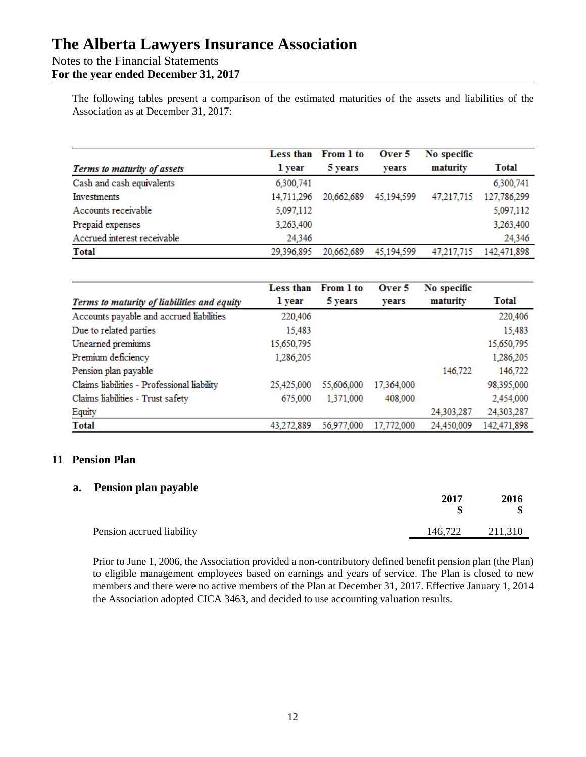The following tables present a comparison of the estimated maturities of the assets and liabilities of the Association as at December 31, 2017:

| *Terms to maturity of assets* | Less than 1 year | From 1 to 5 years | Over 5 years | No specific maturity | Total |
|---|---|---|---|---|---|
| Cash and cash equivalents | 6,300,741 | | | | 6,300,741 |
| Investments | 14,711,296 | 20,662,689 | 45,194,599 | 47,217,715 | 127,786,299 |
| Accounts receivable | 5,097,112 | | | | 5,097,112 |
| Prepaid expenses | 3,263,400 | | | | 3,263,400 |
| Accrued interest receivable | 24,346 | | | | 24,346 |
| **Total** | 29,396,895 | 20,662,689 | 45,194,599 | 47,217,715 | 142,471,898 |

| *Terms to maturity of liabilities and equity* | Less than 1 year | From 1 to 5 years | Over 5 years | No specific maturity | Total |
|---|---|---|---|---|---|
| Accounts payable and accrued liabilities | 220,406 | | | | 220,406 |
| Due to related parties | 15,483 | | | | 15,483 |
| Unearned premiums | 15,650,795 | | | | 15,650,795 |
| Premium deficiency | 1,286,205 | | | | 1,286,205 |
| Pension plan payable | | | | 146,722 | 146,722 |
| Claims liabilities - Professional liability | 25,425,000 | 55,606,000 | 17,364,000 | | 98,395,000 |
| Claims liabilities - Trust safety | 675,000 | 1,371,000 | 408,000 | | 2,454,000 |
| Equity | | | | 24,303,287 | 24,303,287 |
| **Total** | 43,272,889 | 56,977,000 | 17,772,000 | 24,450,009 | 142,471,898 |

## 11 Pension Plan

### a. Pension plan payable

| | 2017 $ | 2016 $ |
|---|---|---|
| Pension accrued liability | 146,722 | 211,310 |

Prior to June 1, 2006, the Association provided a non-contributory defined benefit pension plan (the Plan) to eligible management employees based on earnings and years of service. The Plan is closed to new members and there were no active members of the Plan at December 31, 2017. Effective January 1, 2014 the Association adopted CICA 3463, and decided to use accounting valuation results.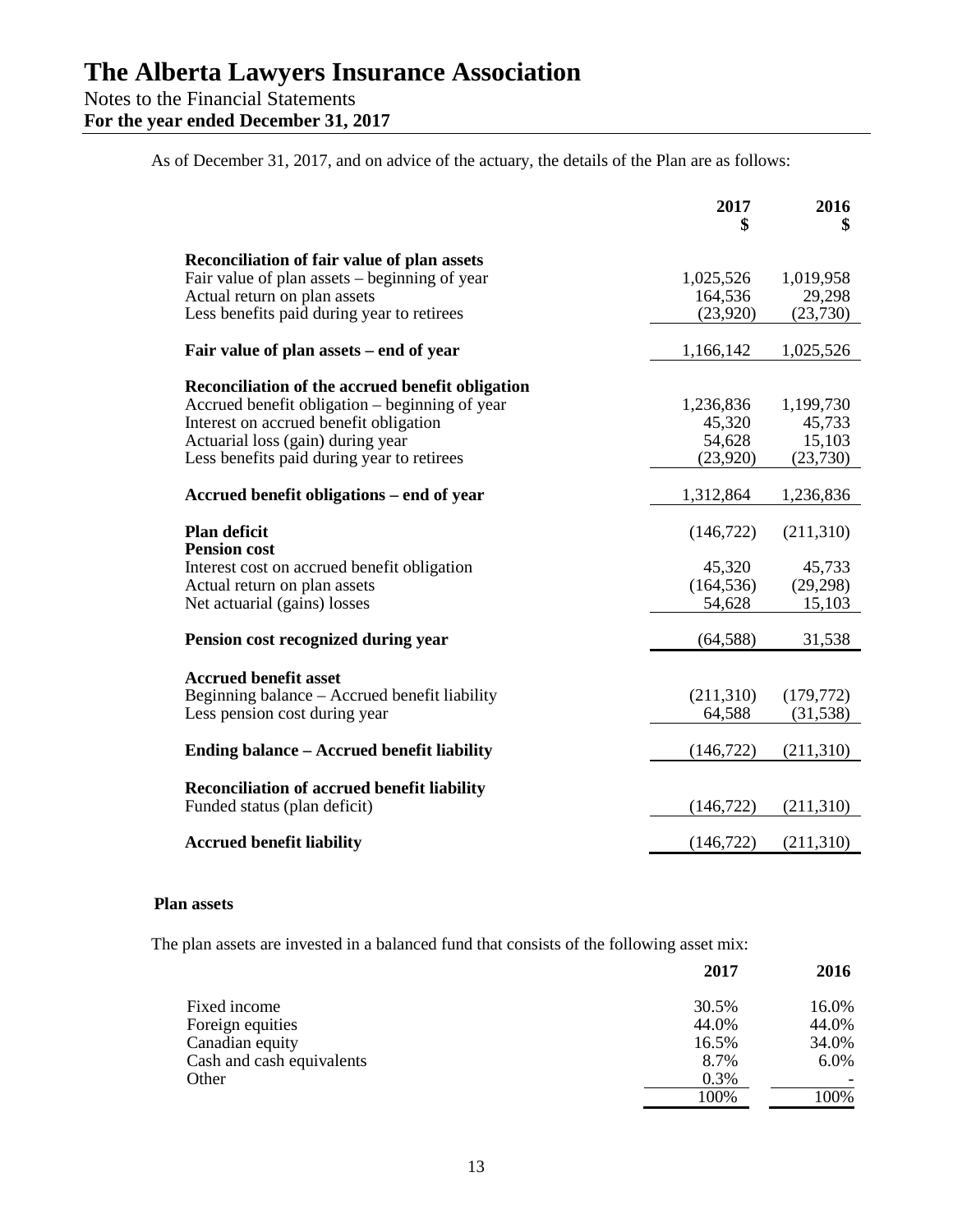# The Alberta Lawyers Insurance Association

Notes to the Financial Statements
**For the year ended December 31, 2017**

As of December 31, 2017, and on advice of the actuary, the details of the Plan are as follows:

| | **2017 \$** | **2016 \$** |
|---|---|---|
| **Reconciliation of fair value of plan assets** | | |
| Fair value of plan assets – beginning of year | 1,025,526 | 1,019,958 |
| Actual return on plan assets | 164,536 | 29,298 |
| Less benefits paid during year to retirees | (23,920) | (23,730) |
| **Fair value of plan assets – end of year** | 1,166,142 | 1,025,526 |
| **Reconciliation of the accrued benefit obligation** | | |
| Accrued benefit obligation – beginning of year | 1,236,836 | 1,199,730 |
| Interest on accrued benefit obligation | 45,320 | 45,733 |
| Actuarial loss (gain) during year | 54,628 | 15,103 |
| Less benefits paid during year to retirees | (23,920) | (23,730) |
| **Accrued benefit obligations – end of year** | 1,312,864 | 1,236,836 |
| **Plan deficit** | (146,722) | (211,310) |
| **Pension cost** | | |
| Interest cost on accrued benefit obligation | 45,320 | 45,733 |
| Actual return on plan assets | (164,536) | (29,298) |
| Net actuarial (gains) losses | 54,628 | 15,103 |
| **Pension cost recognized during year** | (64,588) | 31,538 |
| **Accrued benefit asset** | | |
| Beginning balance – Accrued benefit liability | (211,310) | (179,772) |
| Less pension cost during year | 64,588 | (31,538) |
| **Ending balance – Accrued benefit liability** | (146,722) | (211,310) |
| **Reconciliation of accrued benefit liability** | | |
| Funded status (plan deficit) | (146,722) | (211,310) |
| **Accrued benefit liability** | (146,722) | (211,310) |

**Plan assets**

The plan assets are invested in a balanced fund that consists of the following asset mix:

| | **2017** | **2016** |
|---|---|---|
| Fixed income | 30.5% | 16.0% |
| Foreign equities | 44.0% | 44.0% |
| Canadian equity | 16.5% | 34.0% |
| Cash and cash equivalents | 8.7% | 6.0% |
| Other | 0.3% | - |
| | 100% | 100% |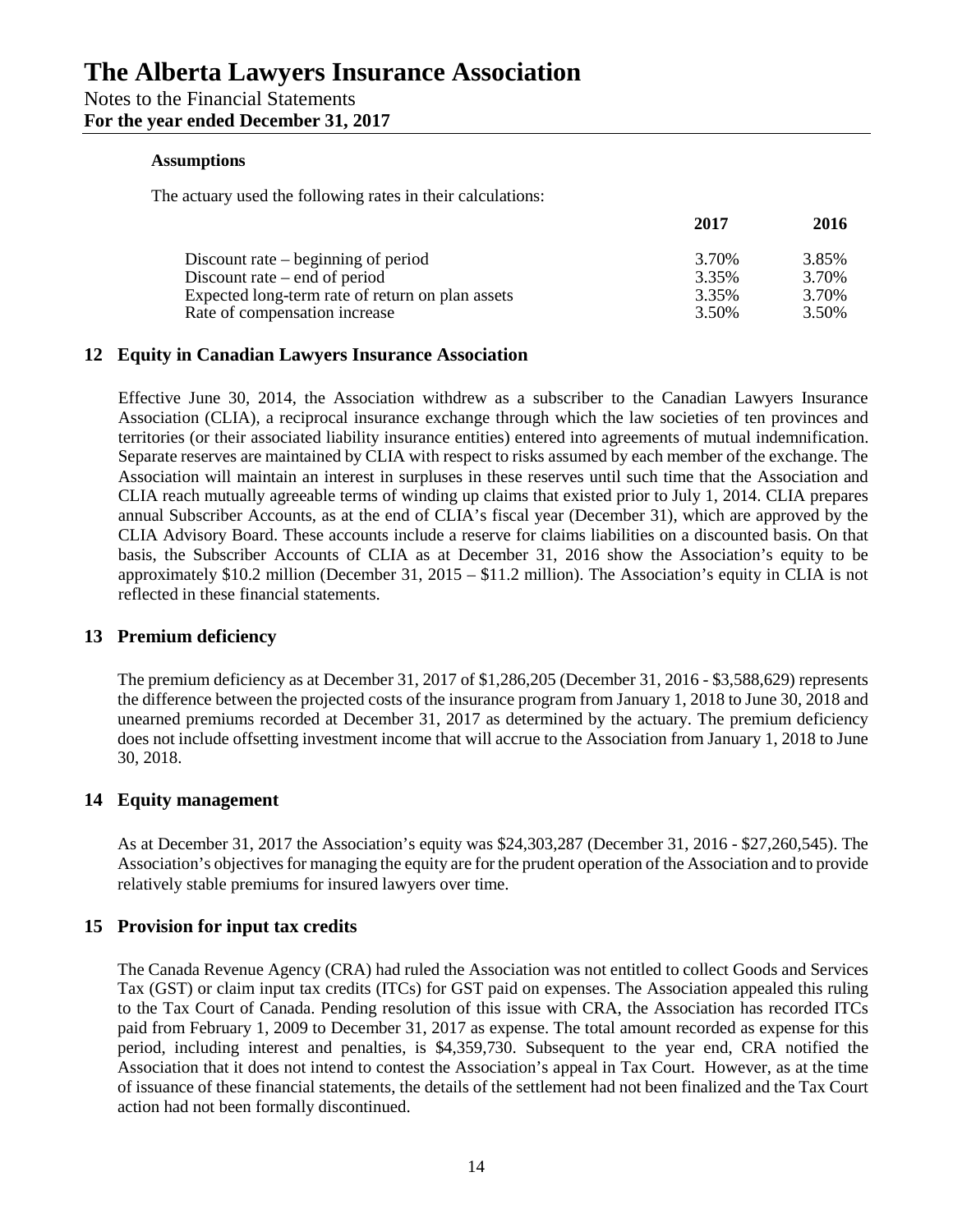#### Assumptions

The actuary used the following rates in their calculations:

| | 2017 | 2016 |
|---|---|---|
| Discount rate – beginning of period | 3.70% | 3.85% |
| Discount rate – end of period | 3.35% | 3.70% |
| Expected long-term rate of return on plan assets | 3.35% | 3.70% |
| Rate of compensation increase | 3.50% | 3.50% |

## 12 Equity in Canadian Lawyers Insurance Association

Effective June 30, 2014, the Association withdrew as a subscriber to the Canadian Lawyers Insurance Association (CLIA), a reciprocal insurance exchange through which the law societies of ten provinces and territories (or their associated liability insurance entities) entered into agreements of mutual indemnification. Separate reserves are maintained by CLIA with respect to risks assumed by each member of the exchange. The Association will maintain an interest in surpluses in these reserves until such time that the Association and CLIA reach mutually agreeable terms of winding up claims that existed prior to July 1, 2014. CLIA prepares annual Subscriber Accounts, as at the end of CLIA's fiscal year (December 31), which are approved by the CLIA Advisory Board. These accounts include a reserve for claims liabilities on a discounted basis. On that basis, the Subscriber Accounts of CLIA as at December 31, 2016 show the Association's equity to be approximately $10.2 million (December 31, 2015 – $11.2 million). The Association's equity in CLIA is not reflected in these financial statements.

## 13 Premium deficiency

The premium deficiency as at December 31, 2017 of $1,286,205 (December 31, 2016 - $3,588,629) represents the difference between the projected costs of the insurance program from January 1, 2018 to June 30, 2018 and unearned premiums recorded at December 31, 2017 as determined by the actuary. The premium deficiency does not include offsetting investment income that will accrue to the Association from January 1, 2018 to June 30, 2018.

## 14 Equity management

As at December 31, 2017 the Association's equity was $24,303,287 (December 31, 2016 - $27,260,545). The Association's objectives for managing the equity are for the prudent operation of the Association and to provide relatively stable premiums for insured lawyers over time.

## 15 Provision for input tax credits

The Canada Revenue Agency (CRA) had ruled the Association was not entitled to collect Goods and Services Tax (GST) or claim input tax credits (ITCs) for GST paid on expenses. The Association appealed this ruling to the Tax Court of Canada. Pending resolution of this issue with CRA, the Association has recorded ITCs paid from February 1, 2009 to December 31, 2017 as expense. The total amount recorded as expense for this period, including interest and penalties, is $4,359,730. Subsequent to the year end, CRA notified the Association that it does not intend to contest the Association's appeal in Tax Court. However, as at the time of issuance of these financial statements, the details of the settlement had not been finalized and the Tax Court action had not been formally discontinued.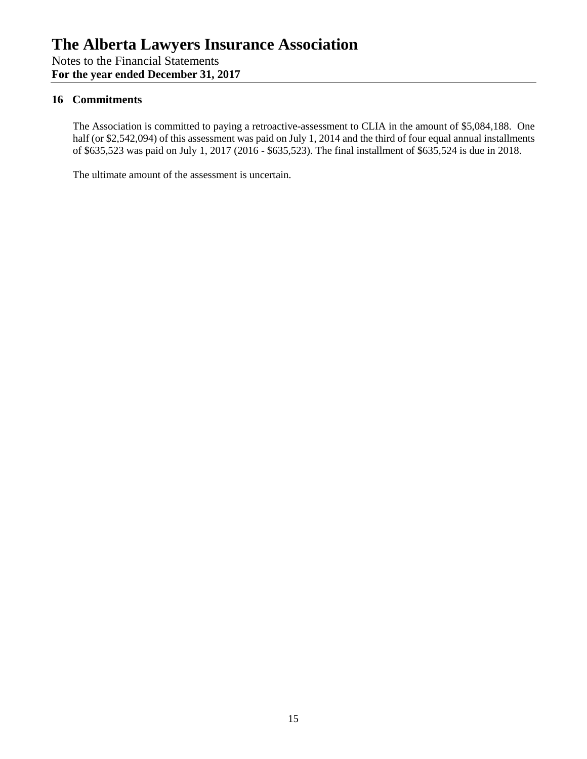# The Alberta Lawyers Insurance Association

Notes to the Financial Statements

**For the year ended December 31, 2017**

## 16 Commitments

The Association is committed to paying a retroactive-assessment to CLIA in the amount of $5,084,188. One half (or $2,542,094) of this assessment was paid on July 1, 2014 and the third of four equal annual installments of $635,523 was paid on July 1, 2017 (2016 - $635,523). The final installment of $635,524 is due in 2018.

The ultimate amount of the assessment is uncertain.